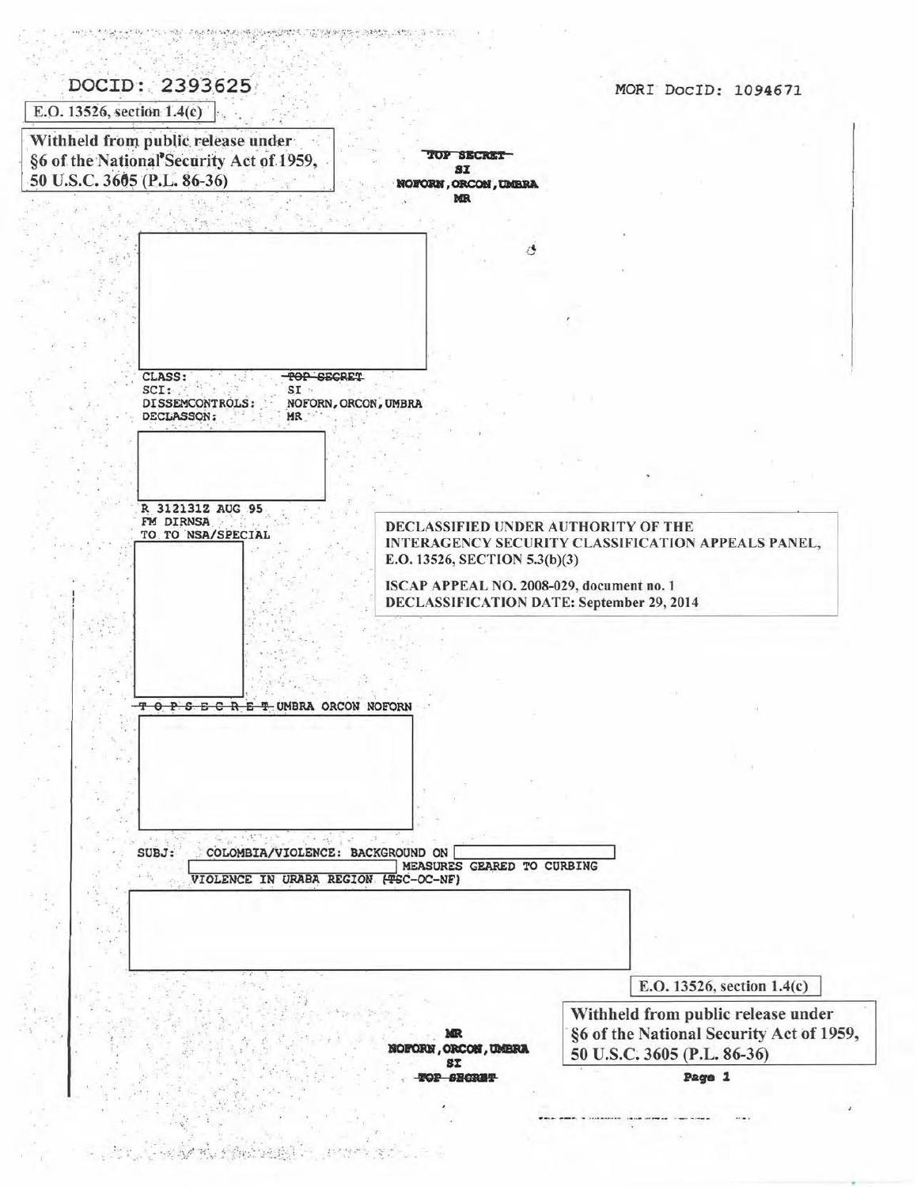DOCID: 2393625

MORI DocID: 1094671

E.O. 13526, section 1.4(c)

Withheld from public release under §6 of the National Security Act of 1959, 50 U.S.C. 3605 (P.L. 86-36)

~~TOP SECRET~~
SI
NOFORN,ORCON,UMBRA
MR

CLASS: ~~TOP SECRET~~
SCI: SI
DISSEMCONTROLS: NOFORN,ORCON,UMBRA
DECLASSON: MR

R 312131Z AUG 95
FM DIRNSA
TO TO NSA/SPECIAL

DECLASSIFIED UNDER AUTHORITY OF THE INTERAGENCY SECURITY CLASSIFICATION APPEALS PANEL, E.O. 13526, SECTION 5.3(b)(3)

ISCAP APPEAL NO. 2008-029, document no. 1
DECLASSIFICATION DATE: September 29, 2014

~~T O P S E C R E T~~ UMBRA ORCON NOFORN

SUBJ: COLOMBIA/VIOLENCE: BACKGROUND ON [ ] [ ] MEASURES GEARED TO CURBING VIOLENCE IN URABA REGION (~~TSC-OC-NF~~)

E.O. 13526, section 1.4(c)

Withheld from public release under §6 of the National Security Act of 1959, 50 U.S.C. 3605 (P.L. 86-36)

MR
NOFORN,ORCON,UMBRA
SI
~~TOP SECRET~~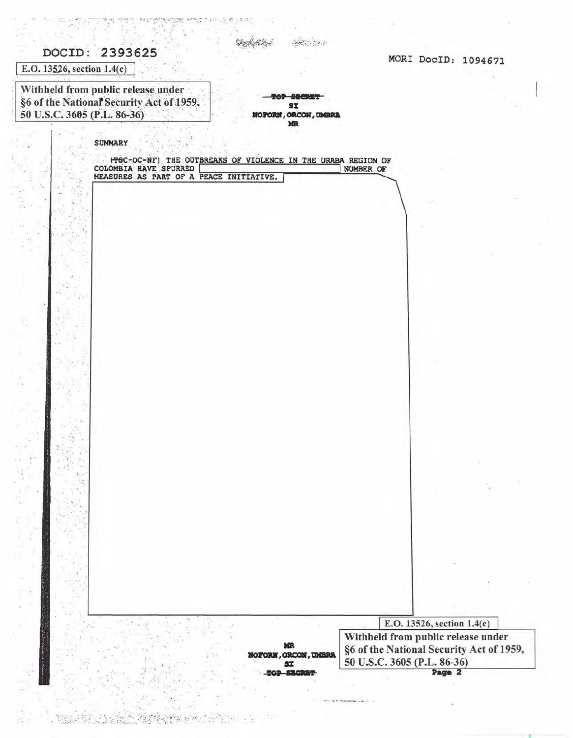DOCID: 2393625

E.O. 13526, section 1.4(c)

Withheld from public release under §6 of the National Security Act of 1959, 50 U.S.C. 3605 (P.L. 86-36)

MORI DocID: 1094671

~~TOP SECRET~~
SI
NOFORN, ORCON, UMBRA
MR

SUMMARY

(~~TSC~~-OC-NF) THE OUTBREAKS OF VIOLENCE IN THE URABA REGION OF COLOMBIA HAVE SPURRED [REDACTED] NUMBER OF MEASURES AS PART OF A PEACE INITIATIVE. [REDACTED]

E.O. 13526, section 1.4(c)

Withheld from public release under §6 of the National Security Act of 1959, 50 U.S.C. 3605 (P.L. 86-36)

MR
NOFORN, ORCON, UMBRA
SI
~~TOP SECRET~~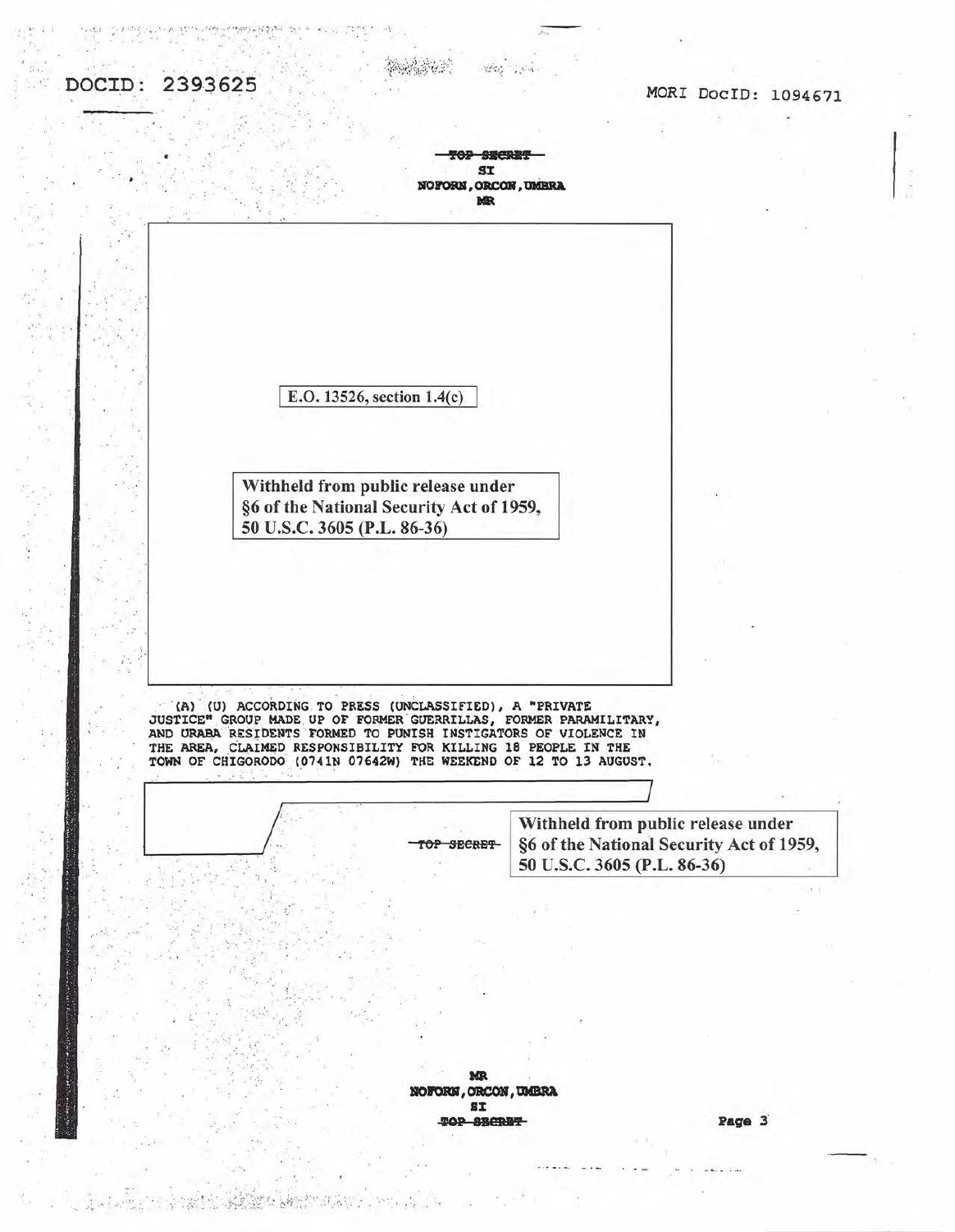DOCID: 2393625

MORI DocID: 1094671

~~TOP SECRET~~
SI
NOFORN,ORCON,UMBRA
MR

E.O. 13526, section 1.4(c)

Withheld from public release under §6 of the National Security Act of 1959, 50 U.S.C. 3605 (P.L. 86-36)

(A) (U) ACCORDING TO PRESS (UNCLASSIFIED), A "PRIVATE JUSTICE" GROUP MADE UP OF FORMER GUERRILLAS, FORMER PARAMILITARY, AND URABA RESIDENTS FORMED TO PUNISH INSTIGATORS OF VIOLENCE IN THE AREA, CLAIMED RESPONSIBILITY FOR KILLING 18 PEOPLE IN THE TOWN OF CHIGORODO (0741N 07642W) THE WEEKEND OF 12 TO 13 AUGUST.

~~TOP SECRET~~

Withheld from public release under §6 of the National Security Act of 1959, 50 U.S.C. 3605 (P.L. 86-36)

MR
NOFORN,ORCON,UMBRA
SI
~~TOP SECRET~~